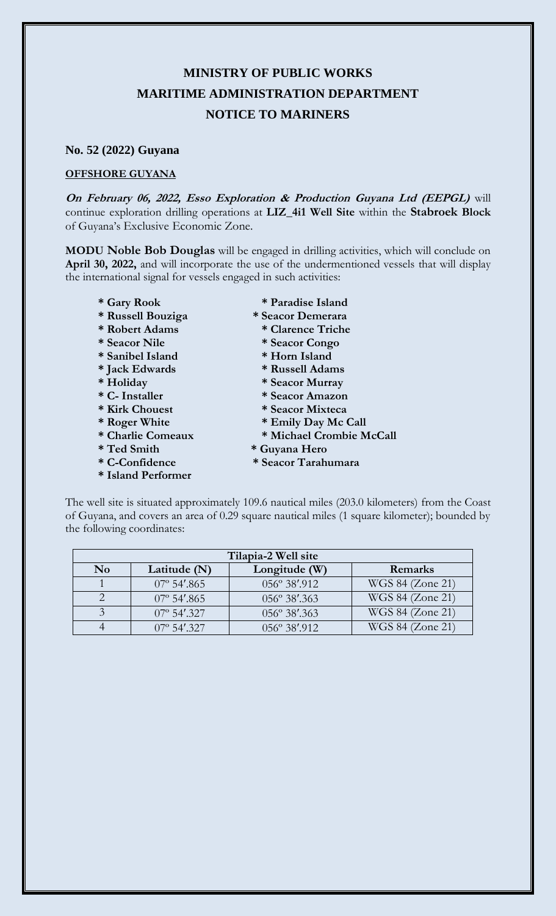# MINISTRY OF PUBLIC WORKS
# MARITIME ADMINISTRATION DEPARTMENT
# NOTICE TO MARINERS

**No. 52 (2022) Guyana**

**OFFSHORE GUYANA**

***On February 06, 2022, Esso Exploration & Production Guyana Ltd (EEPGL)*** will continue exploration drilling operations at **LIZ_4i1 Well Site** within the **Stabroek Block** of Guyana's Exclusive Economic Zone.

**MODU Noble Bob Douglas** will be engaged in drilling activities, which will conclude on **April 30, 2022,** and will incorporate the use of the undermentioned vessels that will display the international signal for vessels engaged in such activities:

- **Gary Rook**
- **Russell Bouziga**
- **Robert Adams**
- **Seacor Nile**
- **Sanibel Island**
- **Jack Edwards**
- **Holiday**
- **C- Installer**
- **Kirk Chouest**
- **Roger White**
- **Charlie Comeaux**
- **Ted Smith**
- **C-Confidence**
- **Island Performer**
- **Paradise Island**
- **Seacor Demerara**
- **Clarence Triche**
- **Seacor Congo**
- **Horn Island**
- **Russell Adams**
- **Seacor Murray**
- **Seacor Amazon**
- **Seacor Mixteca**
- **Emily Day Mc Call**
- **Michael Crombie McCall**
- **Guyana Hero**
- **Seacor Tarahumara**

The well site is situated approximately 109.6 nautical miles (203.0 kilometers) from the Coast of Guyana, and covers an area of 0.29 square nautical miles (1 square kilometer); bounded by the following coordinates:

| Tilapia-2 Well site | | | |
|---|---|---|---|
| **No** | **Latitude (N)** | **Longitude (W)** | **Remarks** |
| 1 | 07º 54′.865 | 056º 38′.912 | WGS 84 (Zone 21) |
| 2 | 07º 54′.865 | 056º 38′.363 | WGS 84 (Zone 21) |
| 3 | 07º 54′.327 | 056º 38′.363 | WGS 84 (Zone 21) |
| 4 | 07º 54′.327 | 056º 38′.912 | WGS 84 (Zone 21) |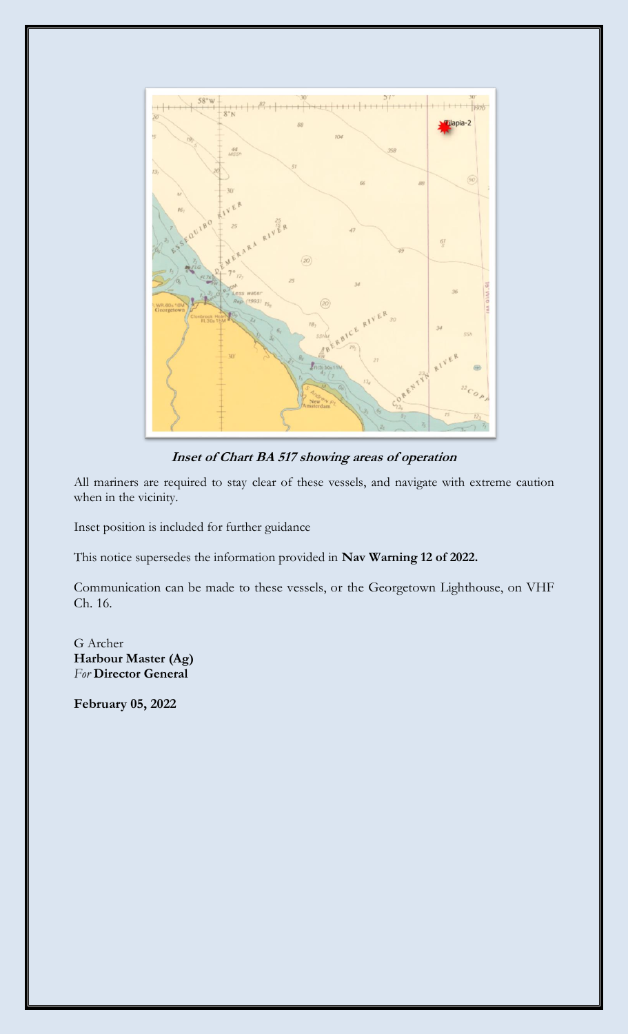**Inset of Chart BA 517 showing areas of operation**

All mariners are required to stay clear of these vessels, and navigate with extreme caution when in the vicinity.

Inset position is included for further guidance

This notice supersedes the information provided in **Nav Warning 12 of 2022.**

Communication can be made to these vessels, or the Georgetown Lighthouse, on VHF Ch. 16.

G Archer
**Harbour Master (Ag)**
*For* **Director General**

**February 05, 2022**